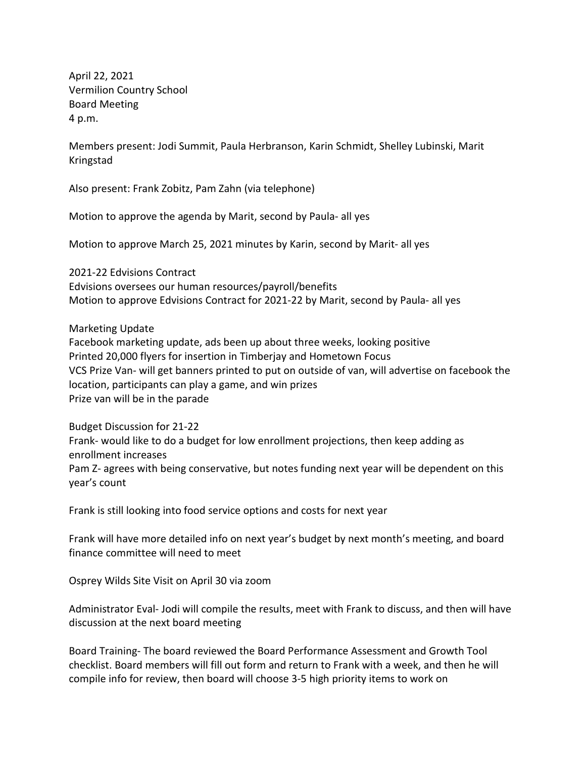April 22, 2021
Vermilion Country School
Board Meeting
4 p.m.

Members present: Jodi Summit, Paula Herbranson, Karin Schmidt, Shelley Lubinski, Marit Kringstad

Also present: Frank Zobitz, Pam Zahn (via telephone)

Motion to approve the agenda by Marit, second by Paula- all yes

Motion to approve March 25, 2021 minutes by Karin, second by Marit- all yes

2021-22 Edvisions Contract
Edvisions oversees our human resources/payroll/benefits
Motion to approve Edvisions Contract for 2021-22 by Marit, second by Paula- all yes

Marketing Update
Facebook marketing update, ads been up about three weeks, looking positive
Printed 20,000 flyers for insertion in Timberjay and Hometown Focus
VCS Prize Van- will get banners printed to put on outside of van, will advertise on facebook the location, participants can play a game, and win prizes
Prize van will be in the parade

Budget Discussion for 21-22
Frank- would like to do a budget for low enrollment projections, then keep adding as enrollment increases
Pam Z- agrees with being conservative, but notes funding next year will be dependent on this year's count

Frank is still looking into food service options and costs for next year

Frank will have more detailed info on next year's budget by next month's meeting, and board finance committee will need to meet

Osprey Wilds Site Visit on April 30 via zoom

Administrator Eval- Jodi will compile the results, meet with Frank to discuss, and then will have discussion at the next board meeting

Board Training- The board reviewed the Board Performance Assessment and Growth Tool checklist. Board members will fill out form and return to Frank with a week, and then he will compile info for review, then board will choose 3-5 high priority items to work on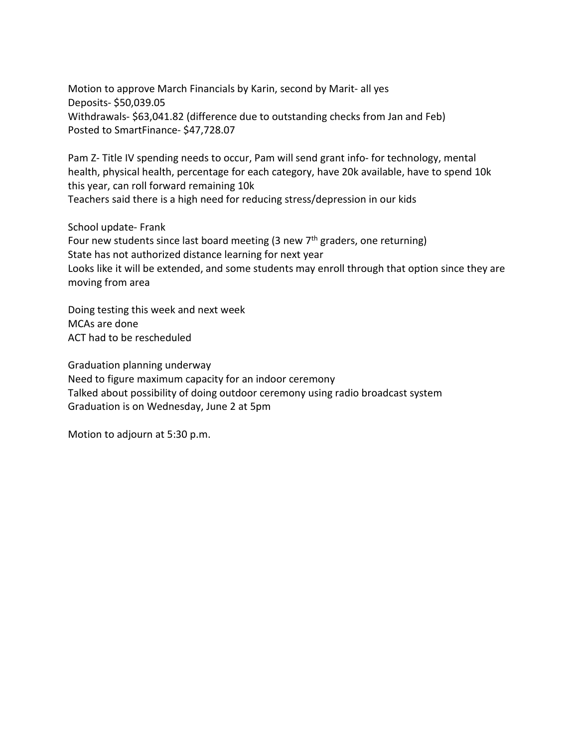Motion to approve March Financials by Karin, second by Marit- all yes
Deposits- $50,039.05
Withdrawals- $63,041.82 (difference due to outstanding checks from Jan and Feb)
Posted to SmartFinance- $47,728.07

Pam Z- Title IV spending needs to occur, Pam will send grant info- for technology, mental health, physical health, percentage for each category, have 20k available, have to spend 10k this year, can roll forward remaining 10k
Teachers said there is a high need for reducing stress/depression in our kids

School update- Frank
Four new students since last board meeting (3 new 7th graders, one returning)
State has not authorized distance learning for next year
Looks like it will be extended, and some students may enroll through that option since they are moving from area

Doing testing this week and next week
MCAs are done
ACT had to be rescheduled

Graduation planning underway
Need to figure maximum capacity for an indoor ceremony
Talked about possibility of doing outdoor ceremony using radio broadcast system
Graduation is on Wednesday, June 2 at 5pm

Motion to adjourn at 5:30 p.m.